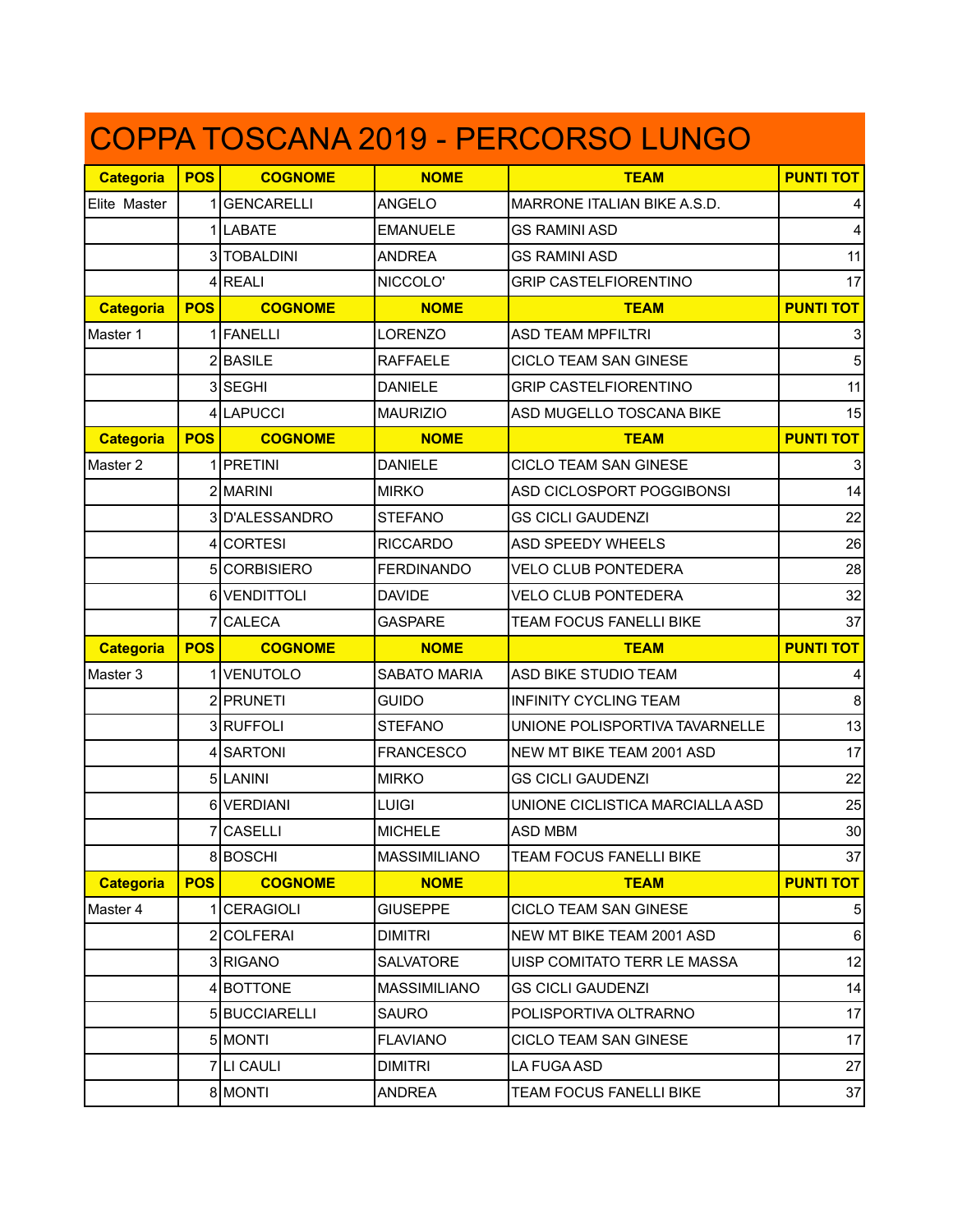# COPPA TOSCANA 2019 - PERCORSO LUNGO

| Categoria | POS | COGNOME | NOME | TEAM | PUNTI TOT |
|---|---|---|---|---|---|
| Elite Master | 1 | GENCARELLI | ANGELO | MARRONE ITALIAN BIKE A.S.D. | 4 |
| | 1 | LABATE | EMANUELE | GS RAMINI ASD | 4 |
| | 3 | TOBALDINI | ANDREA | GS RAMINI ASD | 11 |
| | 4 | REALI | NICCOLO' | GRIP CASTELFIORENTINO | 17 |
| **Categoria** | **POS** | **COGNOME** | **NOME** | **TEAM** | **PUNTI TOT** |
| Master 1 | 1 | FANELLI | LORENZO | ASD TEAM MPFILTRI | 3 |
| | 2 | BASILE | RAFFAELE | CICLO TEAM SAN GINESE | 5 |
| | 3 | SEGHI | DANIELE | GRIP CASTELFIORENTINO | 11 |
| | 4 | LAPUCCI | MAURIZIO | ASD MUGELLO TOSCANA BIKE | 15 |
| **Categoria** | **POS** | **COGNOME** | **NOME** | **TEAM** | **PUNTI TOT** |
| Master 2 | 1 | PRETINI | DANIELE | CICLO TEAM SAN GINESE | 3 |
| | 2 | MARINI | MIRKO | ASD CICLOSPORT POGGIBONSI | 14 |
| | 3 | D'ALESSANDRO | STEFANO | GS CICLI GAUDENZI | 22 |
| | 4 | CORTESI | RICCARDO | ASD SPEEDY WHEELS | 26 |
| | 5 | CORBISIERO | FERDINANDO | VELO CLUB PONTEDERA | 28 |
| | 6 | VENDITTOLI | DAVIDE | VELO CLUB PONTEDERA | 32 |
| | 7 | CALECA | GASPARE | TEAM FOCUS FANELLI BIKE | 37 |
| **Categoria** | **POS** | **COGNOME** | **NOME** | **TEAM** | **PUNTI TOT** |
| Master 3 | 1 | VENUTOLO | SABATO MARIA | ASD BIKE STUDIO TEAM | 4 |
| | 2 | PRUNETI | GUIDO | INFINITY CYCLING TEAM | 8 |
| | 3 | RUFFOLI | STEFANO | UNIONE POLISPORTIVA TAVARNELLE | 13 |
| | 4 | SARTONI | FRANCESCO | NEW MT BIKE TEAM 2001 ASD | 17 |
| | 5 | LANINI | MIRKO | GS CICLI GAUDENZI | 22 |
| | 6 | VERDIANI | LUIGI | UNIONE CICLISTICA MARCIALLA ASD | 25 |
| | 7 | CASELLI | MICHELE | ASD MBM | 30 |
| | 8 | BOSCHI | MASSIMILIANO | TEAM FOCUS FANELLI BIKE | 37 |
| **Categoria** | **POS** | **COGNOME** | **NOME** | **TEAM** | **PUNTI TOT** |
| Master 4 | 1 | CERAGIOLI | GIUSEPPE | CICLO TEAM SAN GINESE | 5 |
| | 2 | COLFERAI | DIMITRI | NEW MT BIKE TEAM 2001 ASD | 6 |
| | 3 | RIGANO | SALVATORE | UISP COMITATO TERR LE MASSA | 12 |
| | 4 | BOTTONE | MASSIMILIANO | GS CICLI GAUDENZI | 14 |
| | 5 | BUCCIARELLI | SAURO | POLISPORTIVA OLTRARNO | 17 |
| | 5 | MONTI | FLAVIANO | CICLO TEAM SAN GINESE | 17 |
| | 7 | LI CAULI | DIMITRI | LA FUGA ASD | 27 |
| | 8 | MONTI | ANDREA | TEAM FOCUS FANELLI BIKE | 37 |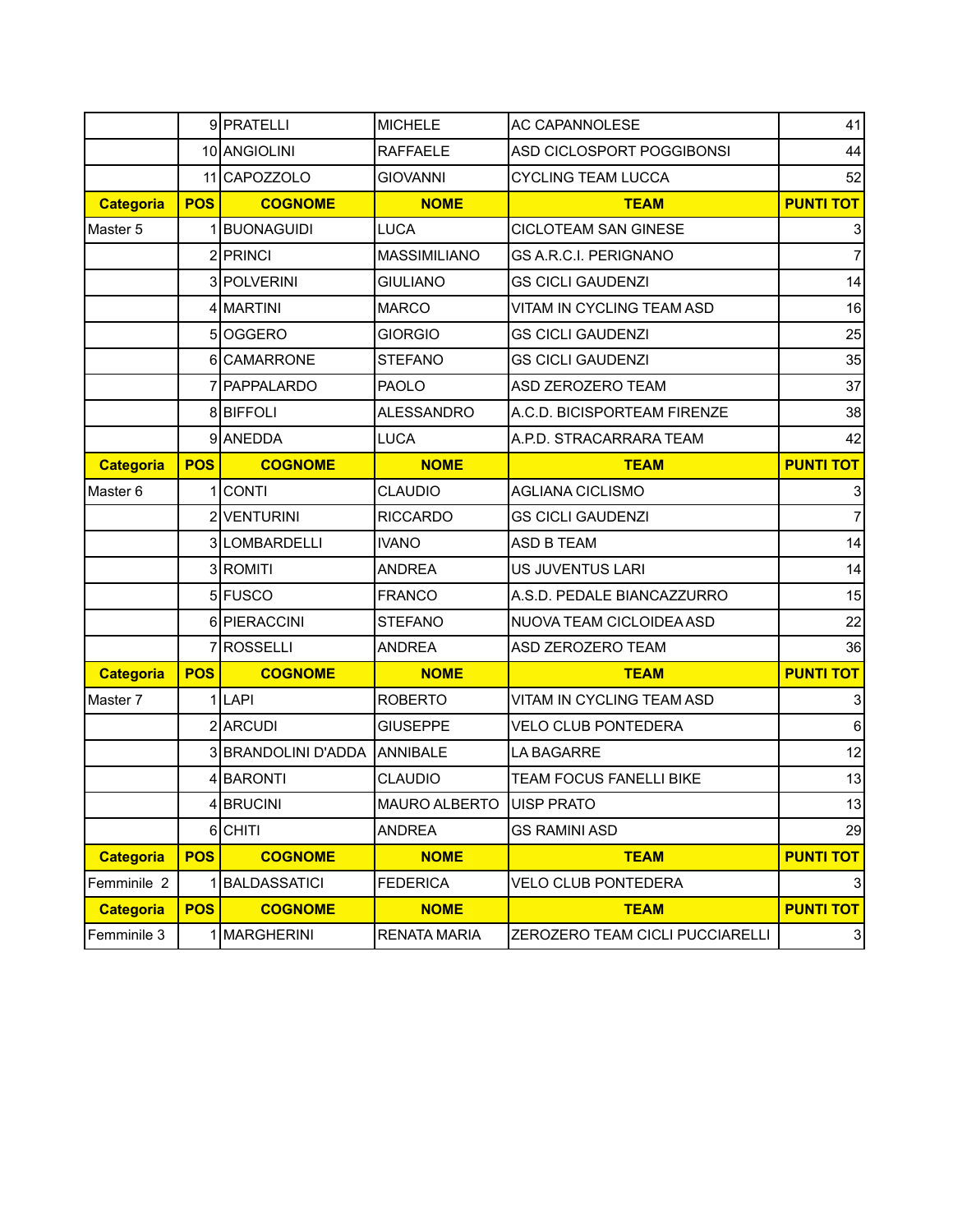| | | | | | |
|---|---|---|---|---|---|
| | 9 | PRATELLI | MICHELE | AC CAPANNOLESE | 41 |
| | 10 | ANGIOLINI | RAFFAELE | ASD CICLOSPORT POGGIBONSI | 44 |
| | 11 | CAPOZZOLO | GIOVANNI | CYCLING TEAM LUCCA | 52 |
| **Categoria** | **POS** | **COGNOME** | **NOME** | **TEAM** | **PUNTI TOT** |
| Master 5 | 1 | BUONAGUIDI | LUCA | CICLOTEAM SAN GINESE | 3 |
| | 2 | PRINCI | MASSIMILIANO | GS A.R.C.I. PERIGNANO | 7 |
| | 3 | POLVERINI | GIULIANO | GS CICLI GAUDENZI | 14 |
| | 4 | MARTINI | MARCO | VITAM IN CYCLING TEAM ASD | 16 |
| | 5 | OGGERO | GIORGIO | GS CICLI GAUDENZI | 25 |
| | 6 | CAMARRONE | STEFANO | GS CICLI GAUDENZI | 35 |
| | 7 | PAPPALARDO | PAOLO | ASD ZEROZERO TEAM | 37 |
| | 8 | BIFFOLI | ALESSANDRO | A.C.D. BICISPORTEAM FIRENZE | 38 |
| | 9 | ANEDDA | LUCA | A.P.D. STRACARRARA TEAM | 42 |
| **Categoria** | **POS** | **COGNOME** | **NOME** | **TEAM** | **PUNTI TOT** |
| Master 6 | 1 | CONTI | CLAUDIO | AGLIANA CICLISMO | 3 |
| | 2 | VENTURINI | RICCARDO | GS CICLI GAUDENZI | 7 |
| | 3 | LOMBARDELLI | IVANO | ASD B TEAM | 14 |
| | 3 | ROMITI | ANDREA | US JUVENTUS LARI | 14 |
| | 5 | FUSCO | FRANCO | A.S.D. PEDALE BIANCAZZURRO | 15 |
| | 6 | PIERACCINI | STEFANO | NUOVA TEAM CICLOIDEA ASD | 22 |
| | 7 | ROSSELLI | ANDREA | ASD ZEROZERO TEAM | 36 |
| **Categoria** | **POS** | **COGNOME** | **NOME** | **TEAM** | **PUNTI TOT** |
| Master 7 | 1 | LAPI | ROBERTO | VITAM IN CYCLING TEAM ASD | 3 |
| | 2 | ARCUDI | GIUSEPPE | VELO CLUB PONTEDERA | 6 |
| | 3 | BRANDOLINI D'ADDA | ANNIBALE | LA BAGARRE | 12 |
| | 4 | BARONTI | CLAUDIO | TEAM FOCUS FANELLI BIKE | 13 |
| | 4 | BRUCINI | MAURO ALBERTO | UISP PRATO | 13 |
| | 6 | CHITI | ANDREA | GS RAMINI ASD | 29 |
| **Categoria** | **POS** | **COGNOME** | **NOME** | **TEAM** | **PUNTI TOT** |
| Femminile 2 | 1 | BALDASSATICI | FEDERICA | VELO CLUB PONTEDERA | 3 |
| **Categoria** | **POS** | **COGNOME** | **NOME** | **TEAM** | **PUNTI TOT** |
| Femminile 3 | 1 | MARGHERINI | RENATA MARIA | ZEROZERO TEAM CICLI PUCCIARELLI | 3 |